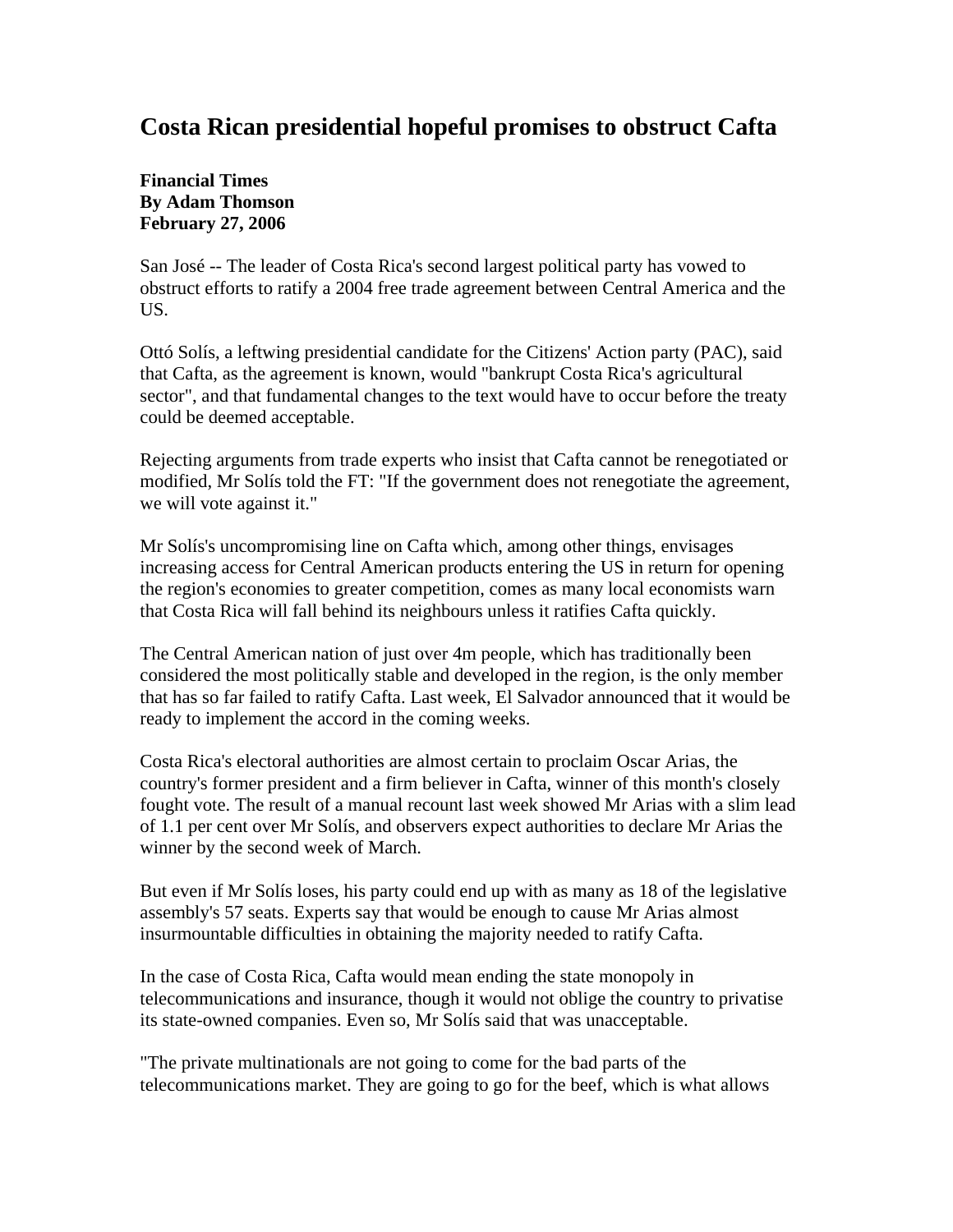# Costa Rican presidential hopeful promises to obstruct Cafta

**Financial Times**
**By Adam Thomson**
**February 27, 2006**

San José -- The leader of Costa Rica's second largest political party has vowed to obstruct efforts to ratify a 2004 free trade agreement between Central America and the US.

Ottó Solís, a leftwing presidential candidate for the Citizens' Action party (PAC), said that Cafta, as the agreement is known, would "bankrupt Costa Rica's agricultural sector", and that fundamental changes to the text would have to occur before the treaty could be deemed acceptable.

Rejecting arguments from trade experts who insist that Cafta cannot be renegotiated or modified, Mr Solís told the FT: "If the government does not renegotiate the agreement, we will vote against it."

Mr Solís's uncompromising line on Cafta which, among other things, envisages increasing access for Central American products entering the US in return for opening the region's economies to greater competition, comes as many local economists warn that Costa Rica will fall behind its neighbours unless it ratifies Cafta quickly.

The Central American nation of just over 4m people, which has traditionally been considered the most politically stable and developed in the region, is the only member that has so far failed to ratify Cafta. Last week, El Salvador announced that it would be ready to implement the accord in the coming weeks.

Costa Rica's electoral authorities are almost certain to proclaim Oscar Arias, the country's former president and a firm believer in Cafta, winner of this month's closely fought vote. The result of a manual recount last week showed Mr Arias with a slim lead of 1.1 per cent over Mr Solís, and observers expect authorities to declare Mr Arias the winner by the second week of March.

But even if Mr Solís loses, his party could end up with as many as 18 of the legislative assembly's 57 seats. Experts say that would be enough to cause Mr Arias almost insurmountable difficulties in obtaining the majority needed to ratify Cafta.

In the case of Costa Rica, Cafta would mean ending the state monopoly in telecommunications and insurance, though it would not oblige the country to privatise its state-owned companies. Even so, Mr Solís said that was unacceptable.

"The private multinationals are not going to come for the bad parts of the telecommunications market. They are going to go for the beef, which is what allows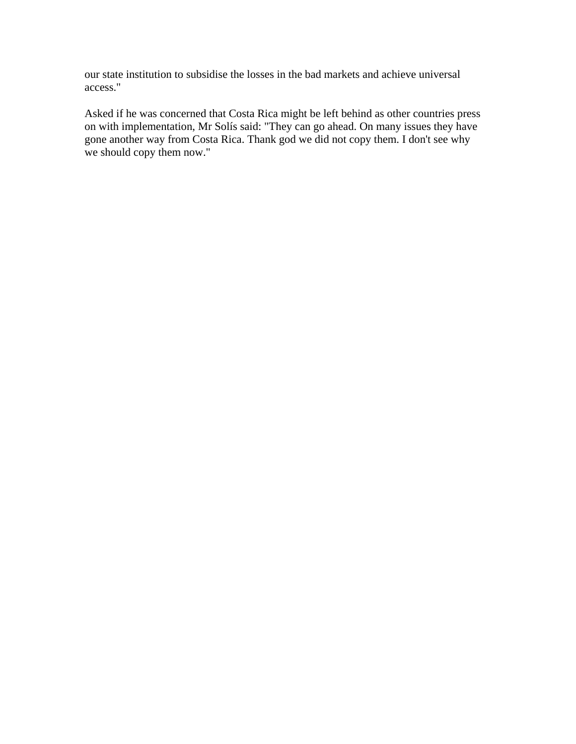our state institution to subsidise the losses in the bad markets and achieve universal access."

Asked if he was concerned that Costa Rica might be left behind as other countries press on with implementation, Mr Solís said: "They can go ahead. On many issues they have gone another way from Costa Rica. Thank god we did not copy them. I don't see why we should copy them now."